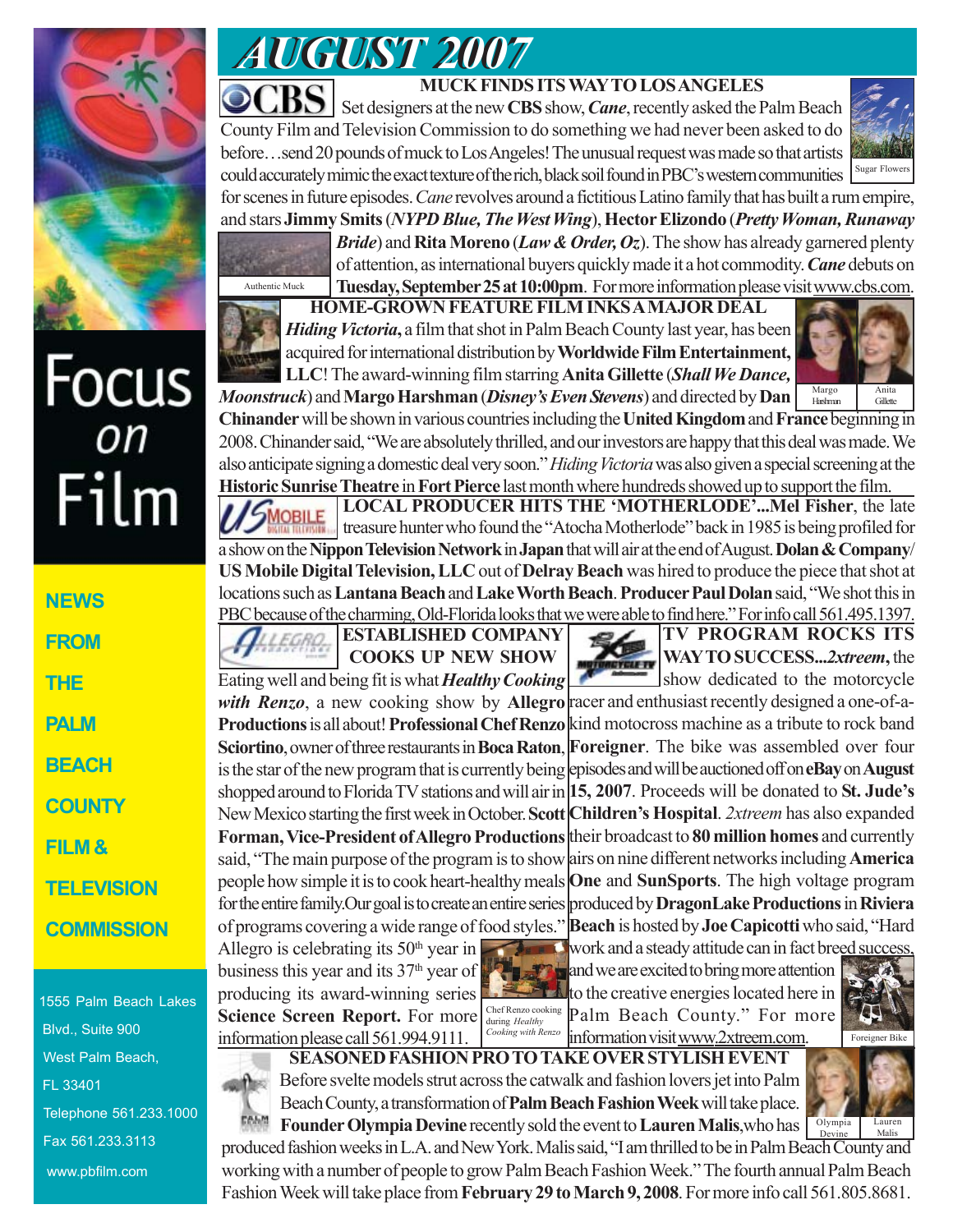# AUGUST 2007

## MUCK FINDS ITS WAY TO LOS ANGELES

Set designers at the new **CBS** show, ***Cane***, recently asked the Palm Beach County Film and Television Commission to do something we had never been asked to do before…send 20 pounds of muck to Los Angeles! The unusual request was made so that artists could accurately mimic the exact texture of the rich, black soil found in PBC's western communities for scenes in future episodes. *Cane* revolves around a fictitious Latino family that has built a rum empire, and stars **Jimmy Smits** (***NYPD Blue, The West Wing***), **Hector Elizondo** (***Pretty Woman, Runaway Bride***) and **Rita Moreno** (***Law & Order, Oz***). The show has already garnered plenty of attention, as international buyers quickly made it a hot commodity. ***Cane*** debuts on **Tuesday, September 25 at 10:00pm**. For more information please visit www.cbs.com.

Sugar Flowers

Authentic Muck

## HOME-GROWN FEATURE FILM INKS A MAJOR DEAL

***Hiding Victoria***, a film that shot in Palm Beach County last year, has been acquired for international distribution by **Worldwide Film Entertainment, LLC**! The award-winning film starring **Anita Gillette** (***Shall We Dance, Moonstruck***) and **Margo Harshman** (***Disney's Even Stevens***) and directed by **Dan Chinander** will be shown in various countries including the **United Kingdom** and **France** beginning in 2008. Chinander said, "We are absolutely thrilled, and our investors are happy that this deal was made. We also anticipate signing a domestic deal very soon." *Hiding Victoria* was also given a special screening at the **Historic Sunrise Theatre** in **Fort Pierce** last month where hundreds showed up to support the film.

Margo Harshman | Anita Gillette

## LOCAL PRODUCER HITS THE 'MOTHERLODE'...

**Mel Fisher**, the late treasure hunter who found the "Atocha Motherlode" back in 1985 is being profiled for a show on the **Nippon Television Network** in **Japan** that will air at the end of August. **Dolan & Company/ US Mobile Digital Television, LLC** out of **Delray Beach** was hired to produce the piece that shot at locations such as **Lantana Beach** and **Lake Worth Beach**. **Producer Paul Dolan** said, "We shot this in PBC because of the charming, Old-Florida looks that we were able to find here." For info call 561.495.1397.

## ESTABLISHED COMPANY COOKS UP NEW SHOW

Eating well and being fit is what ***Healthy Cooking with Renzo***, a new cooking show by **Allegro Productions** is all about! **Professional Chef Renzo Sciortino**, owner of three restaurants in **Boca Raton**, is the star of the new program that is currently being shopped around to Florida TV stations and will air in New Mexico starting the first week in October. **Scott Forman, Vice-President of Allegro Productions** said, "The main purpose of the program is to show people how simple it is to cook heart-healthy meals for the entire family. Our goal is to create an entire series of programs covering a wide range of food styles." Allegro is celebrating its 50th year in business this year and its 37th year of producing its award-winning series **Science Screen Report.** For more information please call 561.994.9111.

Chef Renzo cooking during *Healthy Cooking with Renzo*

## TV PROGRAM ROCKS ITS WAY TO SUCCESS...

***2xtreem***, the show dedicated to the motorcycle racer and enthusiast recently designed a one-of-a-kind motocross machine as a tribute to rock band **Foreigner**. The bike was assembled over four episodes and will be auctioned off on **eBay** on **August 15, 2007**. Proceeds will be donated to **St. Jude's Children's Hospital**. *2xtreem* has also expanded their broadcast to **80 million homes** and currently airs on nine different networks including **America One** and **SunSports**. The high voltage program produced by **DragonLake Productions** in **Riviera Beach** is hosted by **Joe Capicotti** who said, "Hard work and a steady attitude can in fact breed success, and we are excited to bring more attention to the creative energies located here in Palm Beach County." For more information visit www.2xtreem.com.

Foreigner Bike

## SEASONED FASHION PRO TO TAKE OVER STYLISH EVENT

Before svelte models strut across the catwalk and fashion lovers jet into Palm Beach County, a transformation of **Palm Beach Fashion Week** will take place. **Founder Olympia Devine** recently sold the event to **Lauren Malis**, who has produced fashion weeks in L.A. and New York. Malis said, "I am thrilled to be in Palm Beach County and working with a number of people to grow Palm Beach Fashion Week." The fourth annual Palm Beach Fashion Week will take place from **February 29 to March 9, 2008**. For more info call 561.805.8681.

Olympia Devine | Lauren Malis

---

Focus on Film

NEWS FROM THE PALM BEACH COUNTY FILM & TELEVISION COMMISSION

1555 Palm Beach Lakes Blvd., Suite 900
West Palm Beach, FL 33401
Telephone 561.233.1000
Fax 561.233.3113
www.pbfilm.com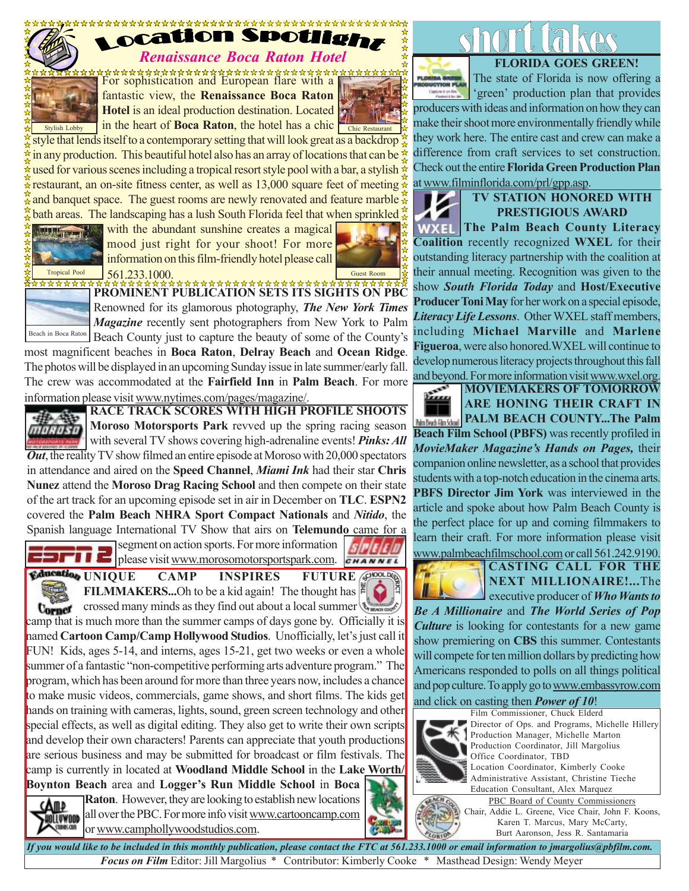# Location Spotlight

## *Renaissance Boca Raton Hotel*

Stylish Lobby

Chic Restaurant

For sophistication and European flare with a fantastic view, the **Renaissance Boca Raton Hotel** is an ideal production destination. Located in the heart of **Boca Raton**, the hotel has a chic style that lends itself to a contemporary setting that will look great as a backdrop in any production. This beautiful hotel also has an array of locations that can be used for various scenes including a tropical resort style pool with a bar, a stylish restaurant, an on-site fitness center, as well as 13,000 square feet of meeting and banquet space. The guest rooms are newly renovated and feature marble bath areas. The landscaping has a lush South Florida feel that when sprinkled with the abundant sunshine creates a magical mood just right for your shoot! For more information on this film-friendly hotel please call 561.233.1000.

Tropical Pool

Guest Room

### PROMINENT PUBLICATION SETS ITS SIGHTS ON PBC

Beach in Boca Raton

Renowned for its glamorous photography, ***The New York Times Magazine*** recently sent photographers from New York to Palm Beach County just to capture the beauty of some of the County's most magnificent beaches in **Boca Raton**, **Delray Beach** and **Ocean Ridge**. The photos will be displayed in an upcoming Sunday issue in late summer/early fall. The crew was accommodated at the **Fairfield Inn** in **Palm Beach**. For more information please visit www.nytimes.com/pages/magazine/.

### RACE TRACK SCORES WITH HIGH PROFILE SHOOTS

**Moroso Motorsports Park** revved up the spring racing season with several TV shows covering high-adrenaline events! ***Pinks: All Out***, the reality TV show filmed an entire episode at Moroso with 20,000 spectators in attendance and aired on the **Speed Channel**, ***Miami Ink*** had their star **Chris Nunez** attend the **Moroso Drag Racing School** and then compete on their state of the art track for an upcoming episode set in air in December on **TLC**. **ESPN2** covered the **Palm Beach NHRA Sport Compact Nationals** and ***Nitido***, the Spanish language International TV Show that airs on **Telemundo** came for a segment on action sports. For more information please visit www.morosomotorsportspark.com.

### Education Corner

**UNIQUE CAMP INSPIRES FUTURE FILMMAKERS...**Oh to be a kid again! The thought has crossed many minds as they find out about a local summer camp that is much more than the summer camps of days gone by. Officially it is named **Cartoon Camp/Camp Hollywood Studios**. Unofficially, let's just call it FUN! Kids, ages 5-14, and interns, ages 15-21, get two weeks or even a whole summer of a fantastic "non-competitive performing arts adventure program." The program, which has been around for more than three years now, includes a chance to make music videos, commercials, game shows, and short films. The kids get hands on training with cameras, lights, sound, green screen technology and other special effects, as well as digital editing. They also get to write their own scripts and develop their own characters! Parents can appreciate that youth productions are serious business and may be submitted for broadcast or film festivals. The camp is currently in located at **Woodland Middle School** in the **Lake Worth/Boynton Beach** area and **Logger's Run Middle School** in **Boca Raton**. However, they are looking to establish new locations all over the PBC. For more info visit www.cartooncamp.com or www.camphollywoodstudios.com.

# short takes

### FLORIDA GOES GREEN!

The state of Florida is now offering a 'green' production plan that provides producers with ideas and information on how they can make their shoot more environmentally friendly while they work here. The entire cast and crew can make a difference from craft services to set construction. Check out the entire **Florida Green Production Plan** at www.filminflorida.com/prl/gpp.asp.

### TV STATION HONORED WITH PRESTIGIOUS AWARD

**The Palm Beach County Literacy Coalition** recently recognized **WXEL** for their outstanding literacy partnership with the coalition at their annual meeting. Recognition was given to the show ***South Florida Today*** and **Host/Executive Producer Toni May** for her work on a special episode, ***Literacy Life Lessons***. Other WXEL staff members, including **Michael Marville** and **Marlene Figueroa**, were also honored. WXEL will continue to develop numerous literacy projects throughout this fall and beyond. For more information visit www.wxel.org.

### MOVIEMAKERS OF TOMORROW ARE HONING THEIR CRAFT IN PALM BEACH COUNTY...

**The Palm Beach Film School (PBFS)** was recently profiled in ***MovieMaker Magazine's Hands on Pages,*** their companion online newsletter, as a school that provides students with a top-notch education in the cinema arts. **PBFS Director Jim York** was interviewed in the article and spoke about how Palm Beach County is the perfect place for up and coming filmmakers to learn their craft. For more information please visit www.palmbeachfilmschool.com or call 561.242.9190.

### CASTING CALL FOR THE NEXT MILLIONAIRE!...

The executive producer of ***Who Wants to Be A Millionaire*** and ***The World Series of Pop Culture*** is looking for contestants for a new game show premiering on **CBS** this summer. Contestants will compete for ten million dollars by predicting how Americans responded to polls on all things political and pop culture. To apply go to www.embassyrow.com and click on casting then ***Power of 10***!

Film Commissioner, Chuck Elderd
Director of Ops. and Programs, Michelle Hillery
Production Manager, Michelle Marton
Production Coordinator, Jill Margolius
Office Coordinator, TBD
Location Coordinator, Kimberly Cooke
Administrative Assistant, Christine Tieche
Education Consultant, Alex Marquez

PBC Board of County Commissioners
Chair, Addie L. Greene, Vice Chair, John F. Koons, Karen T. Marcus, Mary McCarty, Burt Aaronson, Jess R. Santamaria

*If you would like to be included in this monthly publication, please contact the FTC at 561.233.1000 or email information to jmargolius@pbfilm.com.*

***Focus on Film*** Editor: Jill Margolius * Contributor: Kimberly Cooke * Masthead Design: Wendy Meyer